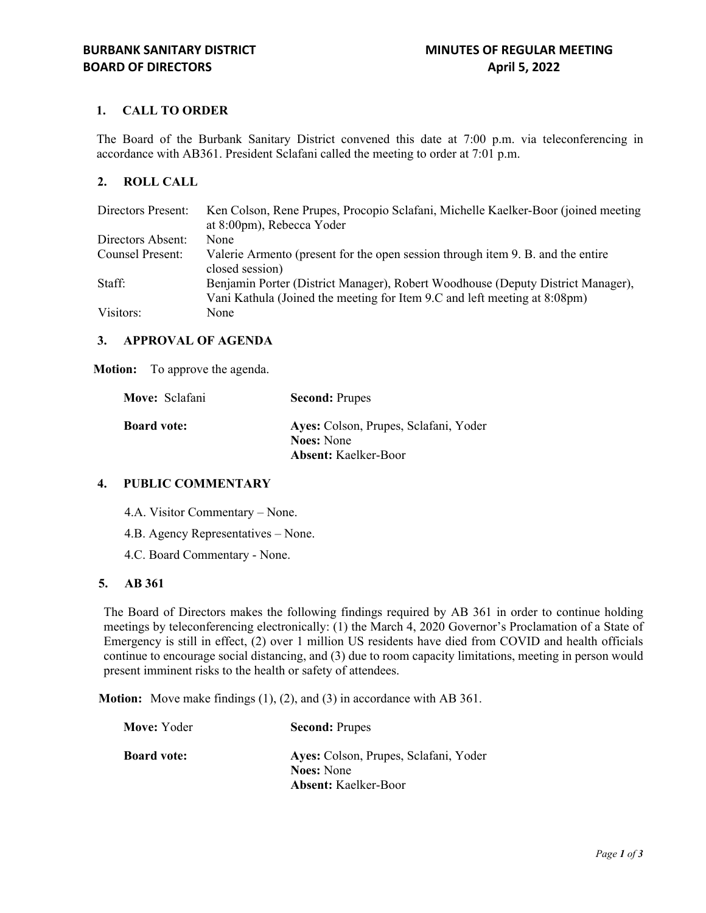**BURBANK SANITARY DISTRICT**
**BOARD OF DIRECTORS**

**MINUTES OF REGULAR MEETING**
**April 5, 2022**

## 1. CALL TO ORDER

The Board of the Burbank Sanitary District convened this date at 7:00 p.m. via teleconferencing in accordance with AB361. President Sclafani called the meeting to order at 7:01 p.m.

## 2. ROLL CALL

| | |
|---|---|
| Directors Present: | Ken Colson, Rene Prupes, Procopio Sclafani, Michelle Kaelker-Boor (joined meeting at 8:00pm), Rebecca Yoder |
| Directors Absent: | None |
| Counsel Present: | Valerie Armento (present for the open session through item 9. B. and the entire closed session) |
| Staff: | Benjamin Porter (District Manager), Robert Woodhouse (Deputy District Manager), Vani Kathula (Joined the meeting for Item 9.C and left meeting at 8:08pm) |
| Visitors: | None |

## 3. APPROVAL OF AGENDA

**Motion:** To approve the agenda.

| | |
|---|---|
| **Move:** Sclafani | **Second:** Prupes |
| **Board vote:** | **Ayes:** Colson, Prupes, Sclafani, Yoder<br>**Noes:** None<br>**Absent:** Kaelker-Boor |

## 4. PUBLIC COMMENTARY

4.A. Visitor Commentary – None.

4.B. Agency Representatives – None.

4.C. Board Commentary - None.

## 5. AB 361

The Board of Directors makes the following findings required by AB 361 in order to continue holding meetings by teleconferencing electronically: (1) the March 4, 2020 Governor's Proclamation of a State of Emergency is still in effect, (2) over 1 million US residents have died from COVID and health officials continue to encourage social distancing, and (3) due to room capacity limitations, meeting in person would present imminent risks to the health or safety of attendees.

**Motion:** Move make findings (1), (2), and (3) in accordance with AB 361.

| | |
|---|---|
| **Move:** Yoder | **Second:** Prupes |
| **Board vote:** | **Ayes:** Colson, Prupes, Sclafani, Yoder<br>**Noes:** None<br>**Absent:** Kaelker-Boor |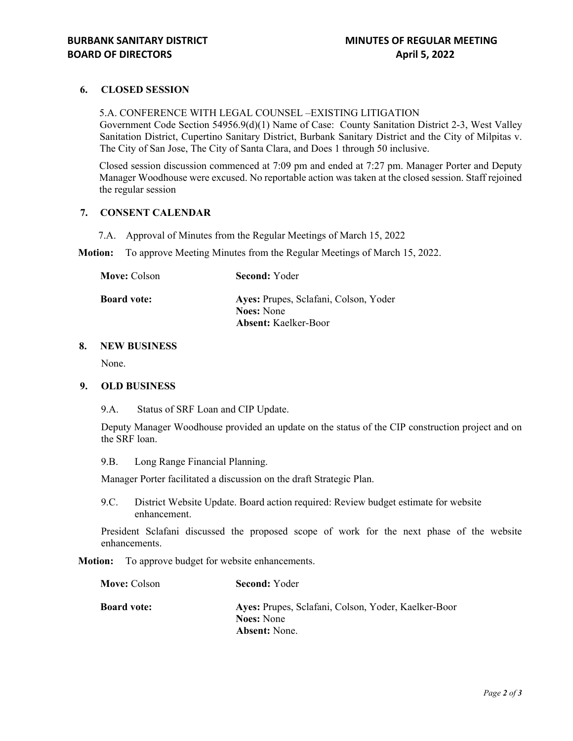## 6. CLOSED SESSION

5.A. CONFERENCE WITH LEGAL COUNSEL –EXISTING LITIGATION
Government Code Section 54956.9(d)(1) Name of Case: County Sanitation District 2-3, West Valley Sanitation District, Cupertino Sanitary District, Burbank Sanitary District and the City of Milpitas v. The City of San Jose, The City of Santa Clara, and Does 1 through 50 inclusive.

Closed session discussion commenced at 7:09 pm and ended at 7:27 pm. Manager Porter and Deputy Manager Woodhouse were excused. No reportable action was taken at the closed session. Staff rejoined the regular session

## 7. CONSENT CALENDAR

7.A. Approval of Minutes from the Regular Meetings of March 15, 2022

**Motion:** To approve Meeting Minutes from the Regular Meetings of March 15, 2022.

**Move:** Colson | **Second:** Yoder

**Board vote:**
**Ayes:** Prupes, Sclafani, Colson, Yoder
**Noes:** None
**Absent:** Kaelker-Boor

## 8. NEW BUSINESS

None.

## 9. OLD BUSINESS

9.A. Status of SRF Loan and CIP Update.

Deputy Manager Woodhouse provided an update on the status of the CIP construction project and on the SRF loan.

9.B. Long Range Financial Planning.

Manager Porter facilitated a discussion on the draft Strategic Plan.

9.C. District Website Update. Board action required: Review budget estimate for website enhancement.

President Sclafani discussed the proposed scope of work for the next phase of the website enhancements.

**Motion:** To approve budget for website enhancements.

**Move:** Colson | **Second:** Yoder

**Board vote:**
**Ayes:** Prupes, Sclafani, Colson, Yoder, Kaelker-Boor
**Noes:** None
**Absent:** None.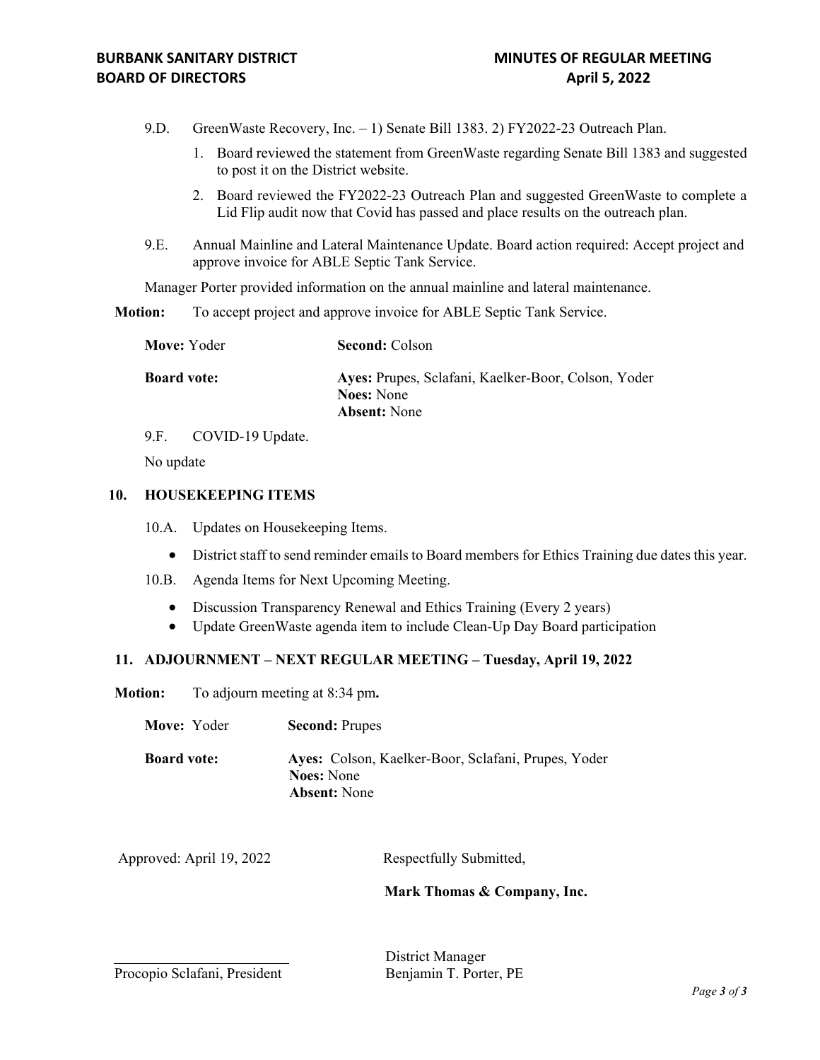9.D. GreenWaste Recovery, Inc. – 1) Senate Bill 1383. 2) FY2022-23 Outreach Plan.

1. Board reviewed the statement from GreenWaste regarding Senate Bill 1383 and suggested to post it on the District website.
2. Board reviewed the FY2022-23 Outreach Plan and suggested GreenWaste to complete a Lid Flip audit now that Covid has passed and place results on the outreach plan.

9.E. Annual Mainline and Lateral Maintenance Update. Board action required: Accept project and approve invoice for ABLE Septic Tank Service.

Manager Porter provided information on the annual mainline and lateral maintenance.

**Motion:** To accept project and approve invoice for ABLE Septic Tank Service.

**Move:** Yoder **Second:** Colson

**Board vote:**
**Ayes:** Prupes, Sclafani, Kaelker-Boor, Colson, Yoder
**Noes:** None
**Absent:** None

9.F. COVID-19 Update.

No update

## 10. HOUSEKEEPING ITEMS

10.A. Updates on Housekeeping Items.

- District staff to send reminder emails to Board members for Ethics Training due dates this year.

10.B. Agenda Items for Next Upcoming Meeting.

- Discussion Transparency Renewal and Ethics Training (Every 2 years)
- Update GreenWaste agenda item to include Clean-Up Day Board participation

## 11. ADJOURNMENT – NEXT REGULAR MEETING – Tuesday, April 19, 2022

**Motion:** To adjourn meeting at 8:34 pm**.**

**Move:** Yoder **Second:** Prupes

**Board vote:**
**Ayes:** Colson, Kaelker-Boor, Sclafani, Prupes, Yoder
**Noes:** None
**Absent:** None

Approved: April 19, 2022

Respectfully Submitted,

**Mark Thomas & Company, Inc.**

\_\_\_\_\_\_\_\_\_\_\_\_\_\_\_\_\_\_\_\_\_\_\_\_
Procopio Sclafani, President

District Manager
Benjamin T. Porter, PE